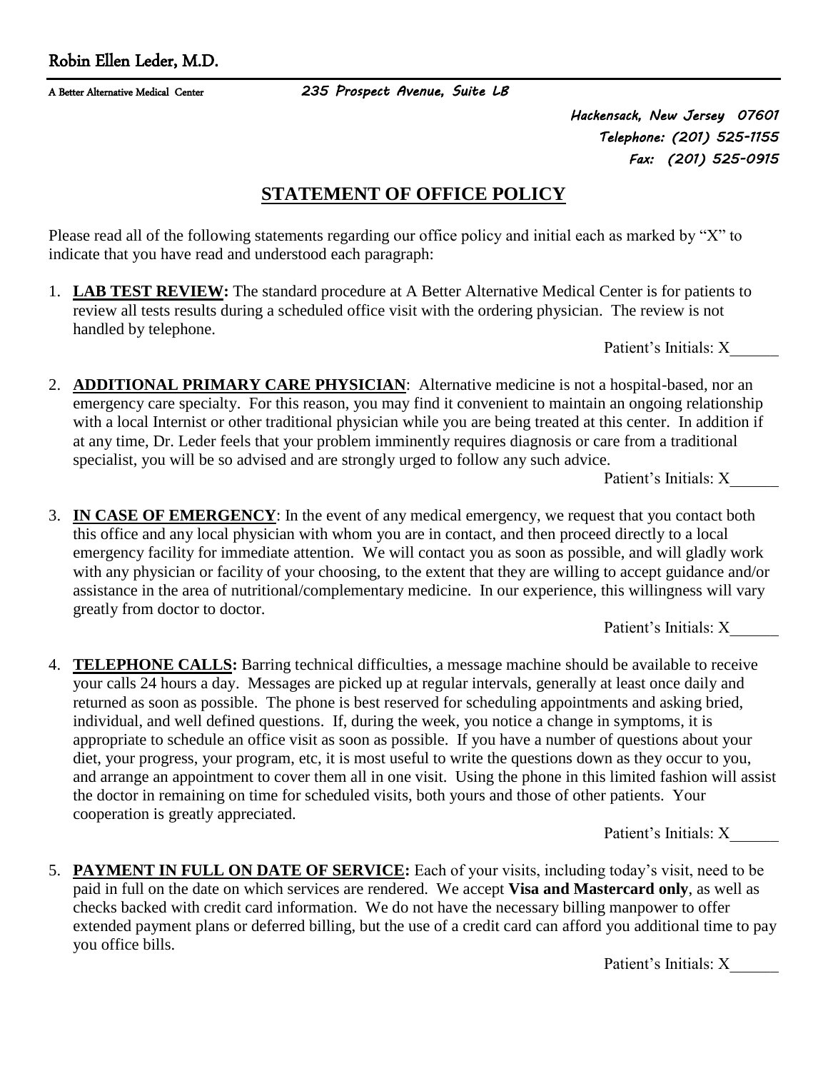Robin Ellen Leder, M.D.

A Better Alternative Medical Center *235 Prospect Avenue, Suite LB*

*Hackensack, New Jersey 07601*
*Telephone: (201) 525-1155*
*Fax: (201) 525-0915*

# STATEMENT OF OFFICE POLICY

Please read all of the following statements regarding our office policy and initial each as marked by "X" to indicate that you have read and understood each paragraph:

1. **LAB TEST REVIEW:** The standard procedure at A Better Alternative Medical Center is for patients to review all tests results during a scheduled office visit with the ordering physician. The review is not handled by telephone.

   Patient's Initials: X______

2. **ADDITIONAL PRIMARY CARE PHYSICIAN**: Alternative medicine is not a hospital-based, nor an emergency care specialty. For this reason, you may find it convenient to maintain an ongoing relationship with a local Internist or other traditional physician while you are being treated at this center. In addition if at any time, Dr. Leder feels that your problem imminently requires diagnosis or care from a traditional specialist, you will be so advised and are strongly urged to follow any such advice.

   Patient's Initials: X______

3. **IN CASE OF EMERGENCY**: In the event of any medical emergency, we request that you contact both this office and any local physician with whom you are in contact, and then proceed directly to a local emergency facility for immediate attention. We will contact you as soon as possible, and will gladly work with any physician or facility of your choosing, to the extent that they are willing to accept guidance and/or assistance in the area of nutritional/complementary medicine. In our experience, this willingness will vary greatly from doctor to doctor.

   Patient's Initials: X______

4. **TELEPHONE CALLS:** Barring technical difficulties, a message machine should be available to receive your calls 24 hours a day. Messages are picked up at regular intervals, generally at least once daily and returned as soon as possible. The phone is best reserved for scheduling appointments and asking bried, individual, and well defined questions. If, during the week, you notice a change in symptoms, it is appropriate to schedule an office visit as soon as possible. If you have a number of questions about your diet, your progress, your program, etc, it is most useful to write the questions down as they occur to you, and arrange an appointment to cover them all in one visit. Using the phone in this limited fashion will assist the doctor in remaining on time for scheduled visits, both yours and those of other patients. Your cooperation is greatly appreciated.

   Patient's Initials: X______

5. **PAYMENT IN FULL ON DATE OF SERVICE:** Each of your visits, including today's visit, need to be paid in full on the date on which services are rendered. We accept **Visa and Mastercard only**, as well as checks backed with credit card information. We do not have the necessary billing manpower to offer extended payment plans or deferred billing, but the use of a credit card can afford you additional time to pay you office bills.

   Patient's Initials: X______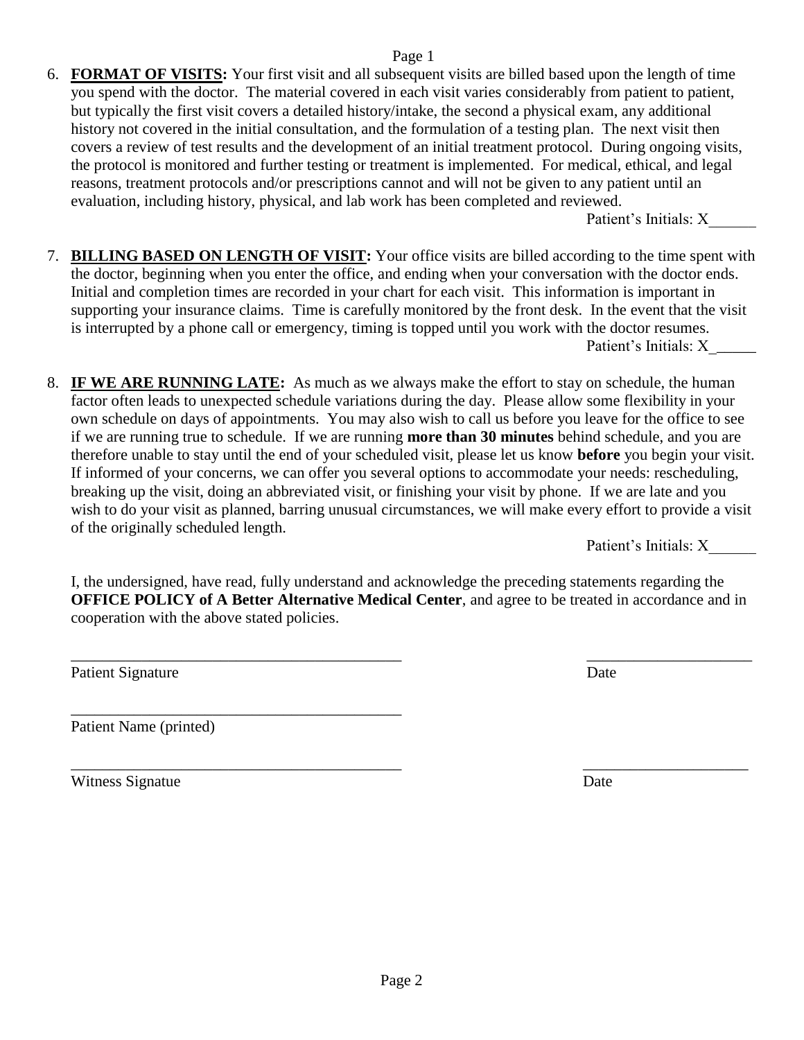6. **<u>FORMAT OF VISITS</u>:** Your first visit and all subsequent visits are billed based upon the length of time you spend with the doctor. The material covered in each visit varies considerably from patient to patient, but typically the first visit covers a detailed history/intake, the second a physical exam, any additional history not covered in the initial consultation, and the formulation of a testing plan. The next visit then covers a review of test results and the development of an initial treatment protocol. During ongoing visits, the protocol is monitored and further testing or treatment is implemented. For medical, ethical, and legal reasons, treatment protocols and/or prescriptions cannot and will not be given to any patient until an evaluation, including history, physical, and lab work has been completed and reviewed.

   Patient's Initials: X______

7. **<u>BILLING BASED ON LENGTH OF VISIT</u>:** Your office visits are billed according to the time spent with the doctor, beginning when you enter the office, and ending when your conversation with the doctor ends. Initial and completion times are recorded in your chart for each visit. This information is important in supporting your insurance claims. Time is carefully monitored by the front desk. In the event that the visit is interrupted by a phone call or emergency, timing is topped until you work with the doctor resumes.

   Patient's Initials: X______

8. **<u>IF WE ARE RUNNING LATE</u>:** As much as we always make the effort to stay on schedule, the human factor often leads to unexpected schedule variations during the day. Please allow some flexibility in your own schedule on days of appointments. You may also wish to call us before you leave for the office to see if we are running true to schedule. If we are running **more than 30 minutes** behind schedule, and you are therefore unable to stay until the end of your scheduled visit, please let us know **before** you begin your visit. If informed of your concerns, we can offer you several options to accommodate your needs: rescheduling, breaking up the visit, doing an abbreviated visit, or finishing your visit by phone. If we are late and you wish to do your visit as planned, barring unusual circumstances, we will make every effort to provide a visit of the originally scheduled length.

   Patient's Initials: X______

I, the undersigned, have read, fully understand and acknowledge the preceding statements regarding the **OFFICE POLICY of A Better Alternative Medical Center**, and agree to be treated in accordance and in cooperation with the above stated policies.

___________________________________________ _____________________

Patient Signature Date

___________________________________________

Patient Name (printed)

___________________________________________ _____________________

Witness Signatue Date